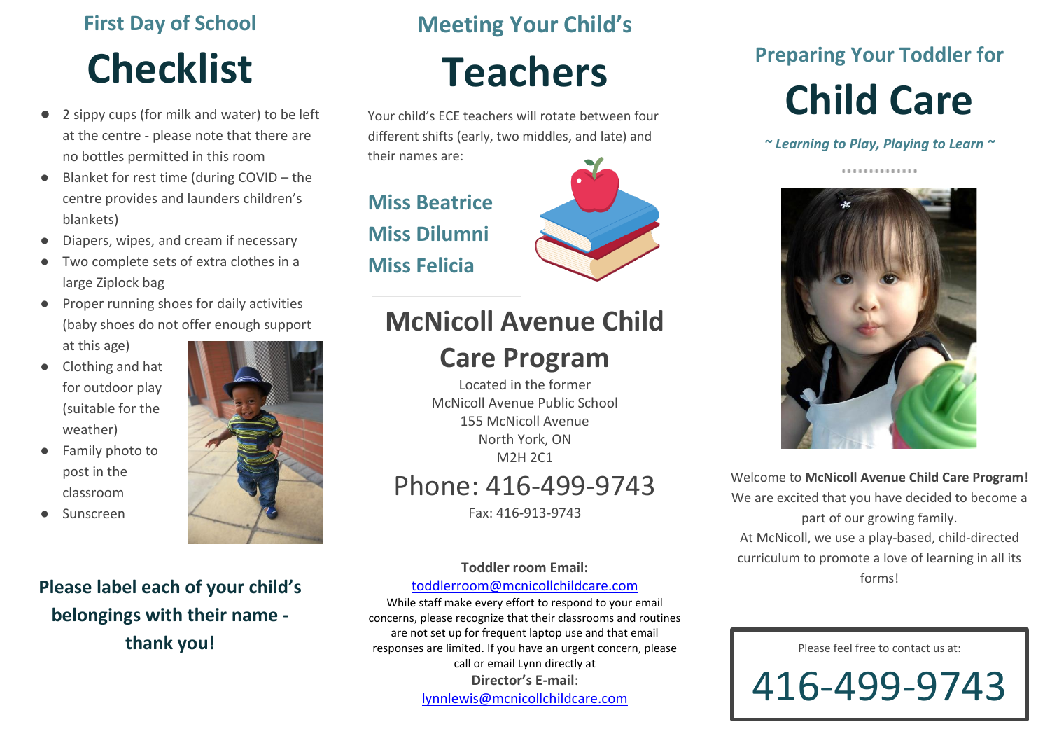## First Day of School

# Checklist

- 2 sippy cups (for milk and water) to be left at the centre - please note that there are no bottles permitted in this room
- Blanket for rest time (during COVID – the centre provides and launders children's blankets)
- Diapers, wipes, and cream if necessary
- Two complete sets of extra clothes in a large Ziplock bag
- Proper running shoes for daily activities (baby shoes do not offer enough support at this age)
- Clothing and hat for outdoor play (suitable for the weather)
- Family photo to post in the classroom
- Sunscreen

**Please label each of your child's belongings with their name - thank you!**

## Meeting Your Child's

# Teachers

Your child's ECE teachers will rotate between four different shifts (early, two middles, and late) and their names are:

**Miss Beatrice**
**Miss Dilumni**
**Miss Felicia**

## McNicoll Avenue Child Care Program

Located in the former
McNicoll Avenue Public School
155 McNicoll Avenue
North York, ON
M2H 2C1

Phone: 416-499-9743

Fax: 416-913-9743

**Toddler room Email:**
toddlerroom@mcnicollchildcare.com

While staff make every effort to respond to your email concerns, please recognize that their classrooms and routines are not set up for frequent laptop use and that email responses are limited. If you have an urgent concern, please call or email Lynn directly at

**Director's E-mail**:
lynnlewis@mcnicollchildcare.com

## Preparing Your Toddler for

# Child Care

*~ Learning to Play, Playing to Learn ~*

Welcome to **McNicoll Avenue Child Care Program**! We are excited that you have decided to become a part of our growing family.
At McNicoll, we use a play-based, child-directed curriculum to promote a love of learning in all its forms!

Please feel free to contact us at:

416-499-9743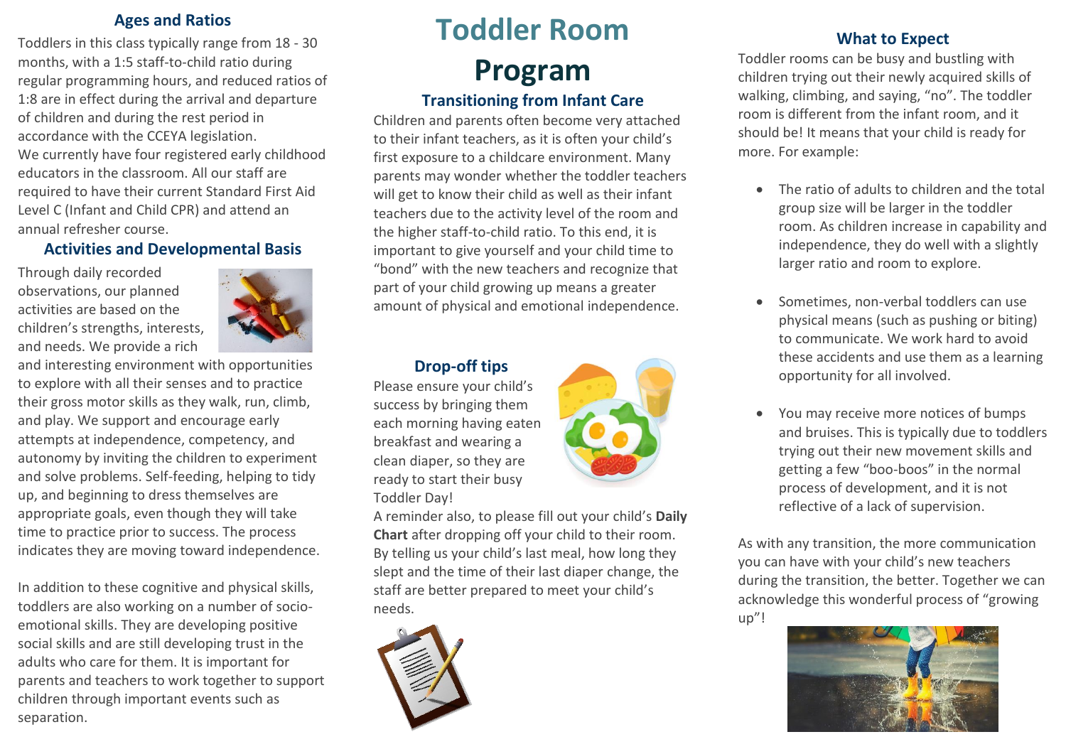# Toddler Room Program

## Transitioning from Infant Care

Children and parents often become very attached to their infant teachers, as it is often your child's first exposure to a childcare environment. Many parents may wonder whether the toddler teachers will get to know their child as well as their infant teachers due to the activity level of the room and the higher staff-to-child ratio. To this end, it is important to give yourself and your child time to "bond" with the new teachers and recognize that part of your child growing up means a greater amount of physical and emotional independence.

## Ages and Ratios

Toddlers in this class typically range from 18 - 30 months, with a 1:5 staff-to-child ratio during regular programming hours, and reduced ratios of 1:8 are in effect during the arrival and departure of children and during the rest period in accordance with the CCEYA legislation.

We currently have four registered early childhood educators in the classroom. All our staff are required to have their current Standard First Aid Level C (Infant and Child CPR) and attend an annual refresher course.

## Activities and Developmental Basis

Through daily recorded observations, our planned activities are based on the children's strengths, interests, and needs. We provide a rich and interesting environment with opportunities to explore with all their senses and to practice their gross motor skills as they walk, run, climb, and play. We support and encourage early attempts at independence, competency, and autonomy by inviting the children to experiment and solve problems. Self-feeding, helping to tidy up, and beginning to dress themselves are appropriate goals, even though they will take time to practice prior to success. The process indicates they are moving toward independence.

In addition to these cognitive and physical skills, toddlers are also working on a number of socio-emotional skills. They are developing positive social skills and are still developing trust in the adults who care for them. It is important for parents and teachers to work together to support children through important events such as separation.

## Drop-off tips

Please ensure your child's success by bringing them each morning having eaten breakfast and wearing a clean diaper, so they are ready to start their busy Toddler Day!

A reminder also, to please fill out your child's **Daily Chart** after dropping off your child to their room. By telling us your child's last meal, how long they slept and the time of their last diaper change, the staff are better prepared to meet your child's needs.

## What to Expect

Toddler rooms can be busy and bustling with children trying out their newly acquired skills of walking, climbing, and saying, "no". The toddler room is different from the infant room, and it should be! It means that your child is ready for more. For example:

- The ratio of adults to children and the total group size will be larger in the toddler room. As children increase in capability and independence, they do well with a slightly larger ratio and room to explore.
- Sometimes, non-verbal toddlers can use physical means (such as pushing or biting) to communicate. We work hard to avoid these accidents and use them as a learning opportunity for all involved.
- You may receive more notices of bumps and bruises. This is typically due to toddlers trying out their new movement skills and getting a few "boo-boos" in the normal process of development, and it is not reflective of a lack of supervision.

As with any transition, the more communication you can have with your child's new teachers during the transition, the better. Together we can acknowledge this wonderful process of "growing up"!